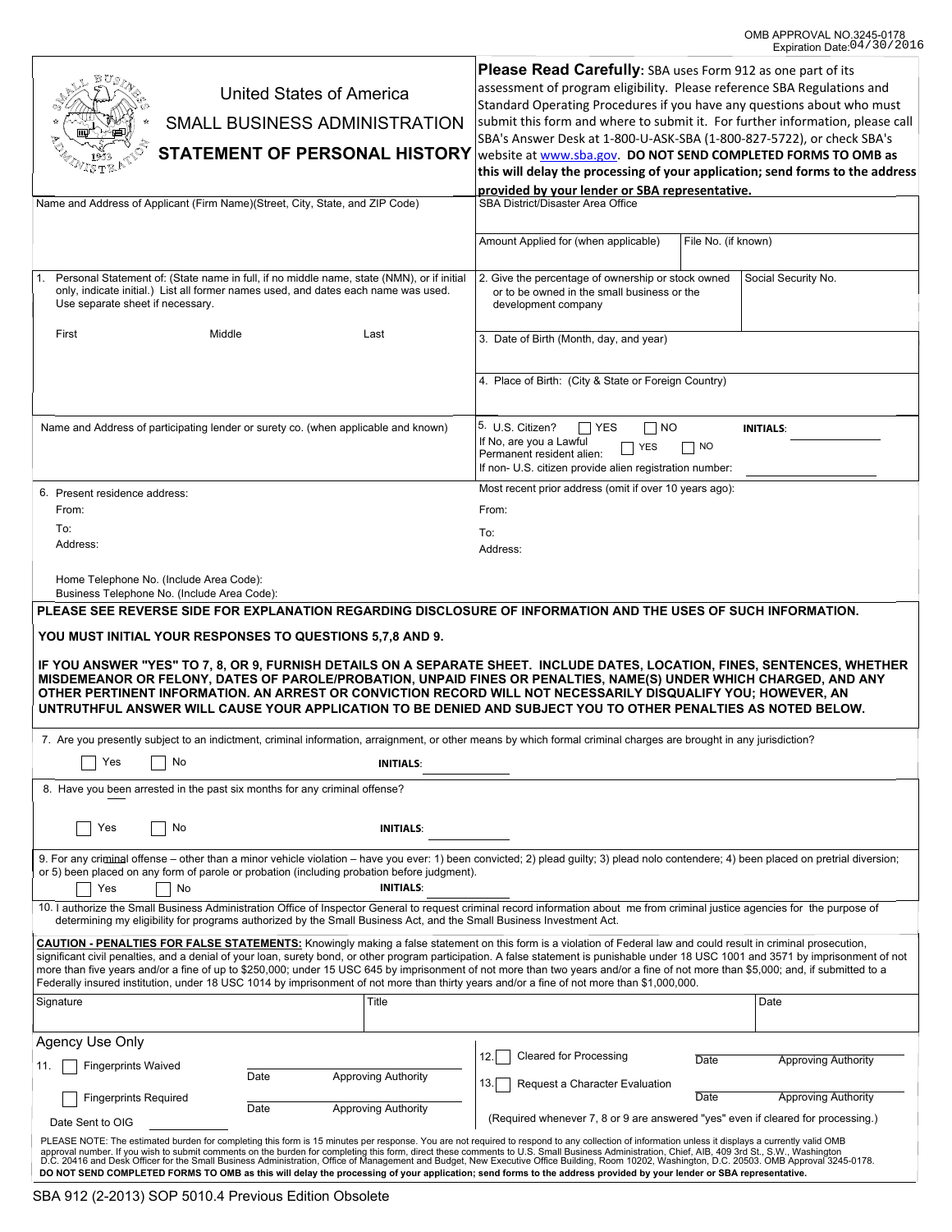OMB APPROVAL NO.3245-0178
Expiration Date: 04/30/2016

United States of America

SMALL BUSINESS ADMINISTRATION

# STATEMENT OF PERSONAL HISTORY

**Please Read Carefully:** SBA uses Form 912 as one part of its assessment of program eligibility. Please reference SBA Regulations and Standard Operating Procedures if you have any questions about who must submit this form and where to submit it. For further information, please call SBA's Answer Desk at 1-800-U-ASK-SBA (1-800-827-5722), or check SBA's website at www.sba.gov. **DO NOT SEND COMPLETED FORMS TO OMB as this will delay the processing of your application; send forms to the address provided by your lender or SBA representative.**

Name and Address of Applicant (Firm Name)(Street, City, State, and ZIP Code)

SBA District/Disaster Area Office

Amount Applied for (when applicable)

File No. (if known)

1. Personal Statement of: (State name in full, if no middle name, state (NMN), or if initial only, indicate initial.) List all former names used, and dates each name was used. Use separate sheet if necessary.

| First | Middle | Last |
|---|---|---|
| | | |

2. Give the percentage of ownership or stock owned or to be owned in the small business or the development company

Social Security No.

3. Date of Birth (Month, day, and year)

4. Place of Birth: (City & State or Foreign Country)

Name and Address of participating lender or surety co. (when applicable and known)

5. U.S. Citizen? ☐ YES ☐ NO **INITIALS**: ___________
If No, are you a Lawful Permanent resident alien: ☐ YES ☐ NO
If non- U.S. citizen provide alien registration number: ___________

6. Present residence address:
From:
To:
Address:

Home Telephone No. (Include Area Code):
Business Telephone No. (Include Area Code):

Most recent prior address (omit if over 10 years ago):
From:
To:
Address:

**PLEASE SEE REVERSE SIDE FOR EXPLANATION REGARDING DISCLOSURE OF INFORMATION AND THE USES OF SUCH INFORMATION.**

**YOU MUST INITIAL YOUR RESPONSES TO QUESTIONS 5,7,8 AND 9.**

**IF YOU ANSWER "YES" TO 7, 8, OR 9, FURNISH DETAILS ON A SEPARATE SHEET. INCLUDE DATES, LOCATION, FINES, SENTENCES, WHETHER MISDEMEANOR OR FELONY, DATES OF PAROLE/PROBATION, UNPAID FINES OR PENALTIES, NAME(S) UNDER WHICH CHARGED, AND ANY OTHER PERTINENT INFORMATION. AN ARREST OR CONVICTION RECORD WILL NOT NECESSARILY DISQUALIFY YOU; HOWEVER, AN UNTRUTHFUL ANSWER WILL CAUSE YOUR APPLICATION TO BE DENIED AND SUBJECT YOU TO OTHER PENALTIES AS NOTED BELOW.**

7. Are you presently subject to an indictment, criminal information, arraignment, or other means by which formal criminal charges are brought in any jurisdiction?

☐ Yes ☐ No **INITIALS**: ___________

8. Have you been arrested in the past six months for any criminal offense?

☐ Yes ☐ No **INITIALS**: ___________

9. For any criminal offense – other than a minor vehicle violation – have you ever: 1) been convicted; 2) plead guilty; 3) plead nolo contendere; 4) been placed on pretrial diversion; or 5) been placed on any form of parole or probation (including probation before judgment).

☐ Yes ☐ No **INITIALS**: ___________

10. I authorize the Small Business Administration Office of Inspector General to request criminal record information about me from criminal justice agencies for the purpose of determining my eligibility for programs authorized by the Small Business Act, and the Small Business Investment Act.

**CAUTION - PENALTIES FOR FALSE STATEMENTS:** Knowingly making a false statement on this form is a violation of Federal law and could result in criminal prosecution, significant civil penalties, and a denial of your loan, surety bond, or other program participation. A false statement is punishable under 18 USC 1001 and 3571 by imprisonment of not more than five years and/or a fine of up to $250,000; under 15 USC 645 by imprisonment of not more than two years and/or a fine of not more than $5,000; and, if submitted to a Federally insured institution, under 18 USC 1014 by imprisonment of not more than thirty years and/or a fine of not more than $1,000,000.

| Signature | Title | Date |
|---|---|---|
| | | |

Agency Use Only

11. ☐ Fingerprints Waived ___________ Date ___________ Approving Authority

☐ Fingerprints Required ___________ Date ___________ Approving Authority

Date Sent to OIG ___________

12. ☐ Cleared for Processing ___________ Date ___________ Approving Authority

13. ☐ Request a Character Evaluation ___________ Date ___________ Approving Authority

(Required whenever 7, 8 or 9 are answered "yes" even if cleared for processing.)

PLEASE NOTE: The estimated burden for completing this form is 15 minutes per response. You are not required to respond to any collection of information unless it displays a currently valid OMB approval number. If you wish to submit comments on the burden for completing this form, direct these comments to U.S. Small Business Administration, Chief, AIB, 409 3rd St., S.W., Washington D.C. 20416 and Desk Officer for the Small Business Administration, Office of Management and Budget, New Executive Office Building, Room 10202, Washington, D.C. 20503. OMB Approval 3245-0178.
**DO NOT SEND COMPLETED FORMS TO OMB as this will delay the processing of your application; send forms to the address provided by your lender or SBA representative.**

SBA 912 (2-2013) SOP 5010.4 Previous Edition Obsolete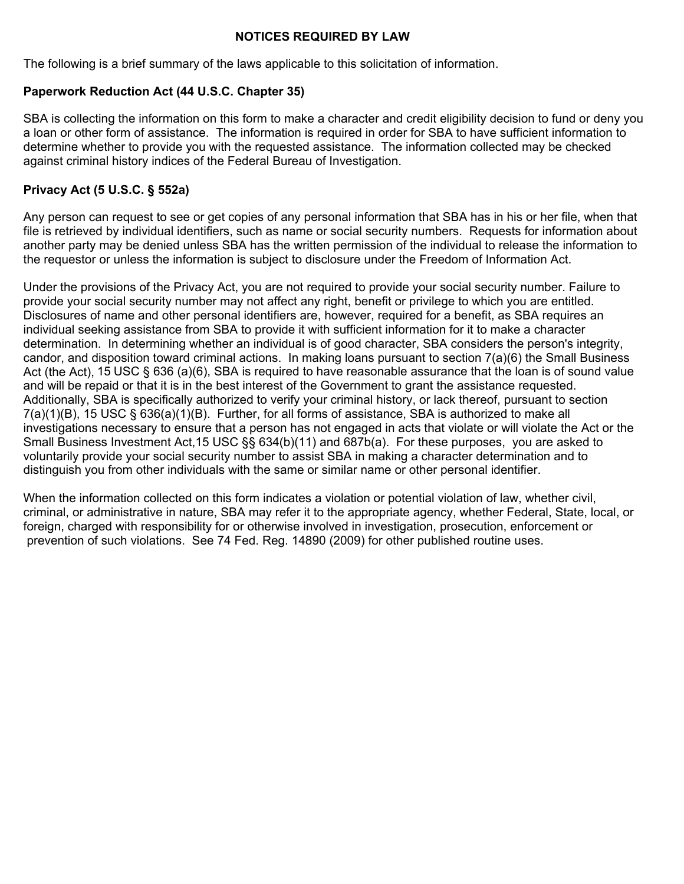## NOTICES REQUIRED BY LAW

The following is a brief summary of the laws applicable to this solicitation of information.

**Paperwork Reduction Act (44 U.S.C. Chapter 35)**

SBA is collecting the information on this form to make a character and credit eligibility decision to fund or deny you a loan or other form of assistance. The information is required in order for SBA to have sufficient information to determine whether to provide you with the requested assistance. The information collected may be checked against criminal history indices of the Federal Bureau of Investigation.

**Privacy Act (5 U.S.C. § 552a)**

Any person can request to see or get copies of any personal information that SBA has in his or her file, when that file is retrieved by individual identifiers, such as name or social security numbers. Requests for information about another party may be denied unless SBA has the written permission of the individual to release the information to the requestor or unless the information is subject to disclosure under the Freedom of Information Act.

Under the provisions of the Privacy Act, you are not required to provide your social security number. Failure to provide your social security number may not affect any right, benefit or privilege to which you are entitled. Disclosures of name and other personal identifiers are, however, required for a benefit, as SBA requires an individual seeking assistance from SBA to provide it with sufficient information for it to make a character determination. In determining whether an individual is of good character, SBA considers the person's integrity, candor, and disposition toward criminal actions. In making loans pursuant to section 7(a)(6) the Small Business Act (the Act), 15 USC § 636 (a)(6), SBA is required to have reasonable assurance that the loan is of sound value and will be repaid or that it is in the best interest of the Government to grant the assistance requested. Additionally, SBA is specifically authorized to verify your criminal history, or lack thereof, pursuant to section 7(a)(1)(B), 15 USC § 636(a)(1)(B). Further, for all forms of assistance, SBA is authorized to make all investigations necessary to ensure that a person has not engaged in acts that violate or will violate the Act or the Small Business Investment Act,15 USC §§ 634(b)(11) and 687b(a). For these purposes, you are asked to voluntarily provide your social security number to assist SBA in making a character determination and to distinguish you from other individuals with the same or similar name or other personal identifier.

When the information collected on this form indicates a violation or potential violation of law, whether civil, criminal, or administrative in nature, SBA may refer it to the appropriate agency, whether Federal, State, local, or foreign, charged with responsibility for or otherwise involved in investigation, prosecution, enforcement or prevention of such violations. See 74 Fed. Reg. 14890 (2009) for other published routine uses.